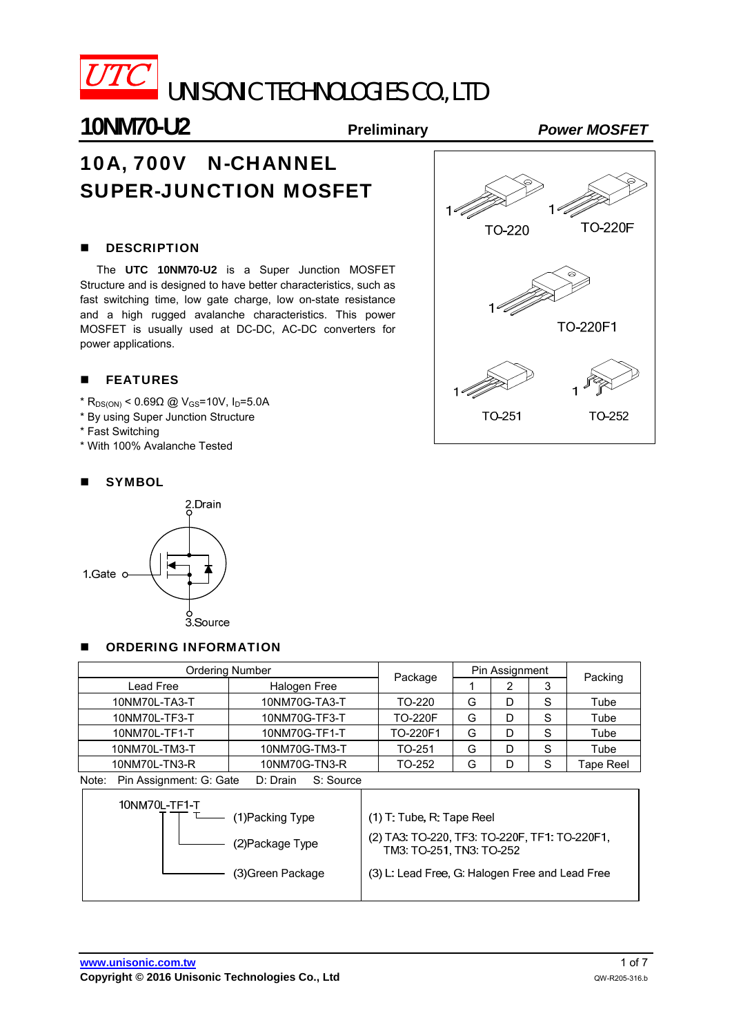# UTC UNISONIC TECHNOLOGIES CO., LTD

**10NM70-U2** **Preliminary** ***Power MOSFET***

## 10A, 700V N-CHANNEL SUPER-JUNCTION MOSFET

### DESCRIPTION

The **UTC 10NM70-U2** is a Super Junction MOSFET Structure and is designed to have better characteristics, such as fast switching time, low gate charge, low on-state resistance and a high rugged avalanche characteristics. This power MOSFET is usually used at DC-DC, AC-DC converters for power applications.

### FEATURES

* $R_{DS(ON)}$ < 0.69Ω @ $V_{GS}$=10V, $I_D$=5.0A
* By using Super Junction Structure
* Fast Switching
* With 100% Avalanche Tested

TO-220 TO-220F TO-220F1 TO-251 TO-252

### SYMBOL

2.Drain

1.Gate

3.Source

### ORDERING INFORMATION

| Ordering Number | | Package | Pin Assignment | | | Packing |
|---|---|---|---|---|---|---|
| Lead Free | Halogen Free | | 1 | 2 | 3 | |
| 10NM70L-TA3-T | 10NM70G-TA3-T | TO-220 | G | D | S | Tube |
| 10NM70L-TF3-T | 10NM70G-TF3-T | TO-220F | G | D | S | Tube |
| 10NM70L-TF1-T | 10NM70G-TF1-T | TO-220F1 | G | D | S | Tube |
| 10NM70L-TM3-T | 10NM70G-TM3-T | TO-251 | G | D | S | Tube |
| 10NM70L-TN3-R | 10NM70G-TN3-R | TO-252 | G | D | S | Tape Reel |

Note: Pin Assignment: G: Gate D: Drain S: Source

| 10NM70L-TF1-T | |
|---|---|
| (1)Packing Type | (1) T: Tube, R: Tape Reel |
| (2)Package Type | (2) TA3: TO-220, TF3: TO-220F, TF1: TO-220F1, TM3: TO-251, TN3: TO-252 |
| (3)Green Package | (3) L: Lead Free, G: Halogen Free and Lead Free |

www.unisonic.com.tw

Copyright © 2016 Unisonic Technologies Co., Ltd

QW-R205-316.b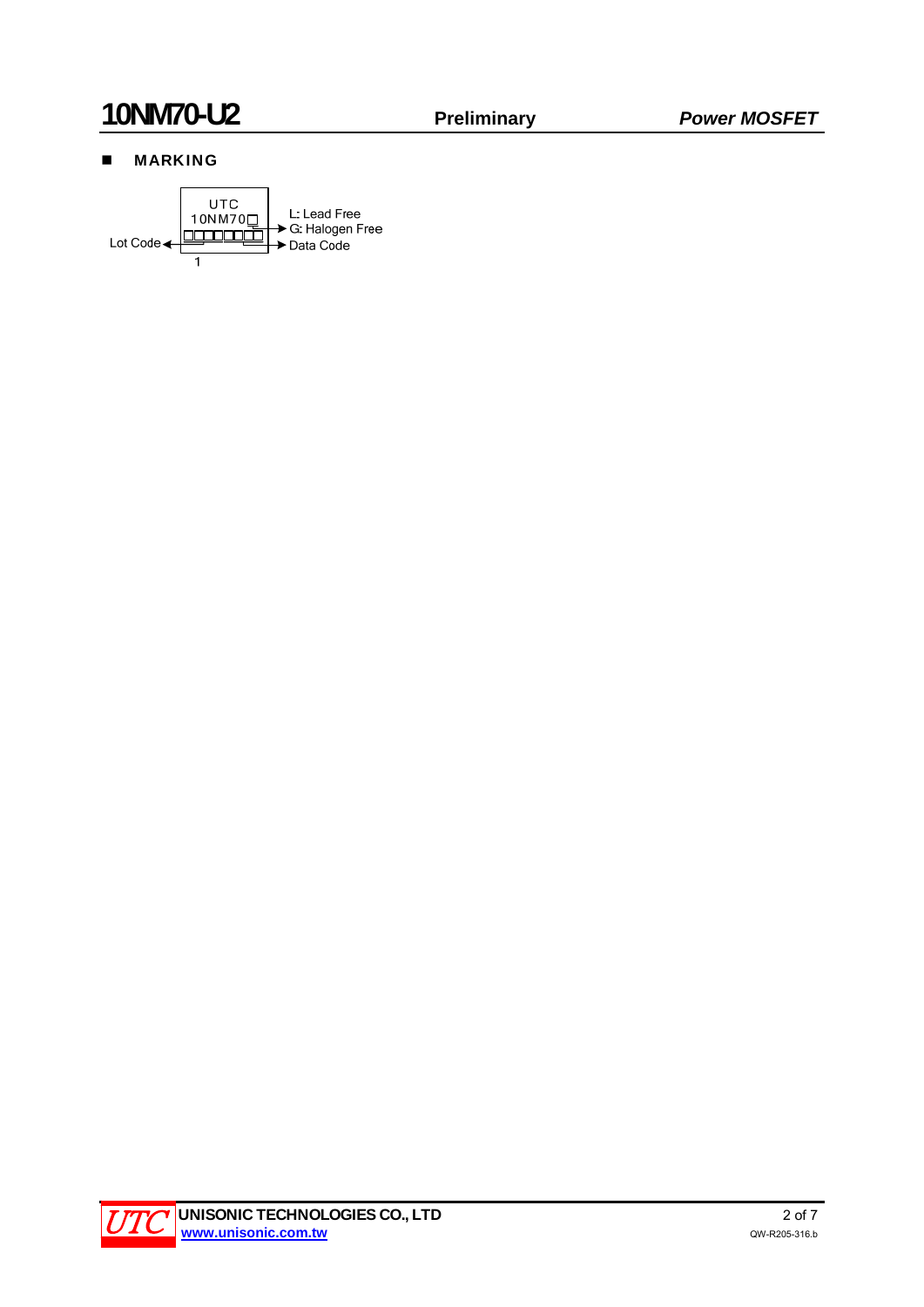## MARKING

UTC
10NM70□
□□□□□□□□

Lot Code

1

L: Lead Free
G: Halogen Free

Data Code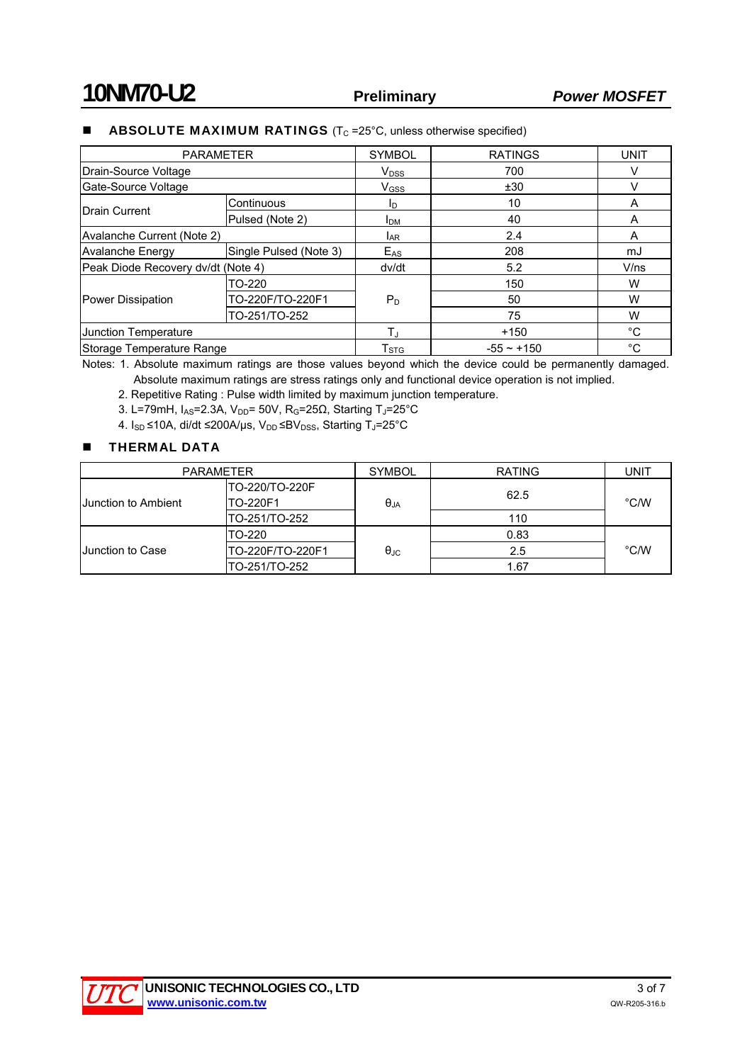## ■ ABSOLUTE MAXIMUM RATINGS ($T_C$ =25°C, unless otherwise specified)

| PARAMETER | | SYMBOL | RATINGS | UNIT |
|---|---|---|---|---|
| Drain-Source Voltage | | $V_{DSS}$ | 700 | V |
| Gate-Source Voltage | | $V_{GSS}$ | ±30 | V |
| Drain Current | Continuous | $I_D$ | 10 | A |
| | Pulsed (Note 2) | $I_{DM}$ | 40 | A |
| Avalanche Current (Note 2) | | $I_{AR}$ | 2.4 | A |
| Avalanche Energy | Single Pulsed (Note 3) | $E_{AS}$ | 208 | mJ |
| Peak Diode Recovery dv/dt (Note 4) | | dv/dt | 5.2 | V/ns |
| Power Dissipation | TO-220 | $P_D$ | 150 | W |
| | TO-220F/TO-220F1 | | 50 | W |
| | TO-251/TO-252 | | 75 | W |
| Junction Temperature | | $T_J$ | +150 | °C |
| Storage Temperature Range | | $T_{STG}$ | -55 ~ +150 | °C |

Notes: 1. Absolute maximum ratings are those values beyond which the device could be permanently damaged. Absolute maximum ratings are stress ratings only and functional device operation is not implied.

2. Repetitive Rating : Pulse width limited by maximum junction temperature.

3. L=79mH, $I_{AS}$=2.3A, $V_{DD}$= 50V, $R_G$=25Ω, Starting $T_J$=25°C

4. $I_{SD}$ ≤10A, di/dt ≤200A/μs, $V_{DD}$ ≤$BV_{DSS}$, Starting $T_J$=25°C

## ■ THERMAL DATA

| PARAMETER | | SYMBOL | RATING | UNIT |
|---|---|---|---|---|
| Junction to Ambient | TO-220/TO-220F TO-220F1 | $\theta_{JA}$ | 62.5 | °C/W |
| | TO-251/TO-252 | | 110 | |
| Junction to Case | TO-220 | $\theta_{JC}$ | 0.83 | °C/W |
| | TO-220F/TO-220F1 | | 2.5 | |
| | TO-251/TO-252 | | 1.67 | |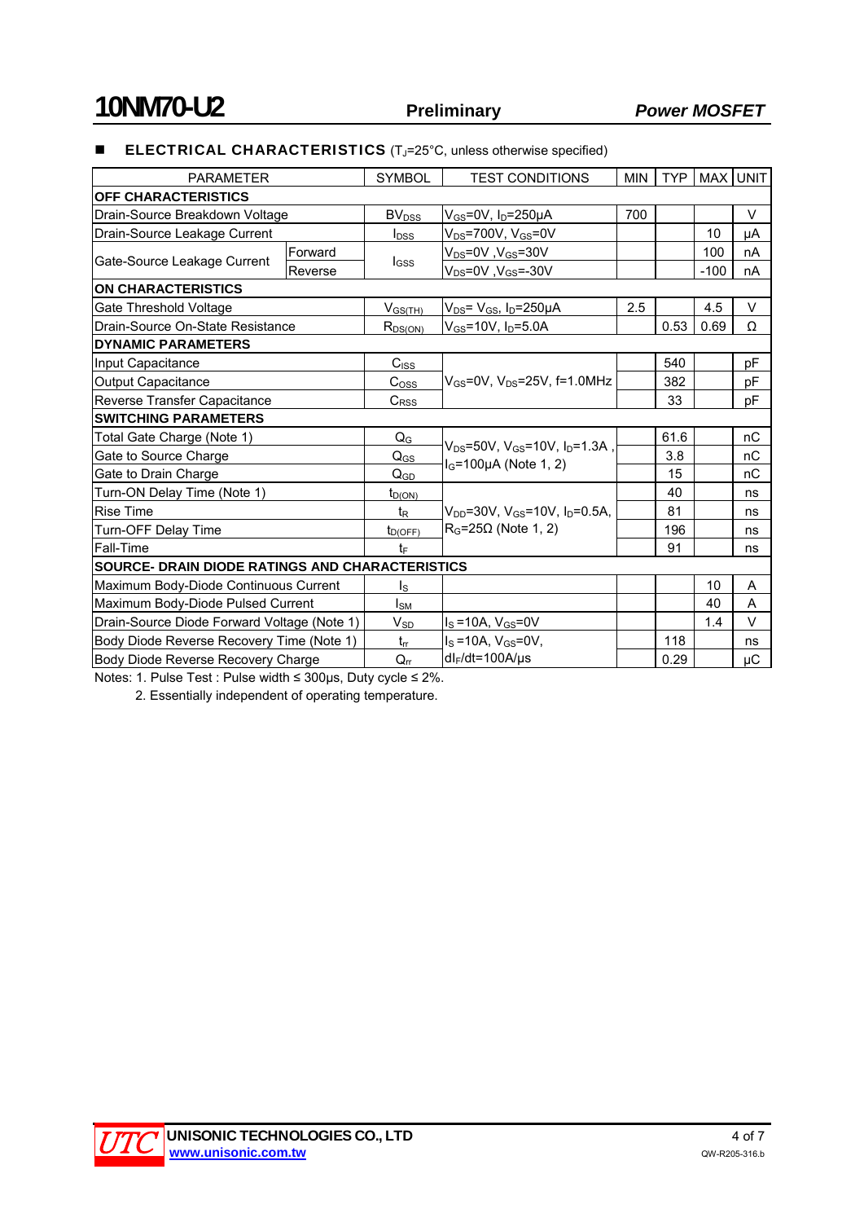## ■ ELECTRICAL CHARACTERISTICS ($T_J$=25°C, unless otherwise specified)

| PARAMETER | | SYMBOL | TEST CONDITIONS | MIN | TYP | MAX | UNIT |
|---|---|---|---|---|---|---|---|
| **OFF CHARACTERISTICS** | | | | | | | |
| Drain-Source Breakdown Voltage | | $BV_{DSS}$ | $V_{GS}$=0V, $I_D$=250μA | 700 | | | V |
| Drain-Source Leakage Current | | $I_{DSS}$ | $V_{DS}$=700V, $V_{GS}$=0V | | | 10 | μA |
| Gate-Source Leakage Current | Forward | $I_{GSS}$ | $V_{DS}$=0V ,$V_{GS}$=30V | | | 100 | nA |
| | Reverse | | $V_{DS}$=0V ,$V_{GS}$=-30V | | | -100 | nA |
| **ON CHARACTERISTICS** | | | | | | | |
| Gate Threshold Voltage | | $V_{GS(TH)}$ | $V_{DS}$= $V_{GS}$, $I_D$=250μA | 2.5 | | 4.5 | V |
| Drain-Source On-State Resistance | | $R_{DS(ON)}$ | $V_{GS}$=10V, $I_D$=5.0A | | 0.53 | 0.69 | Ω |
| **DYNAMIC PARAMETERS** | | | | | | | |
| Input Capacitance | | $C_{ISS}$ | $V_{GS}$=0V, $V_{DS}$=25V, f=1.0MHz | | 540 | | pF |
| Output Capacitance | | $C_{OSS}$ | | | 382 | | pF |
| Reverse Transfer Capacitance | | $C_{RSS}$ | | | 33 | | pF |
| **SWITCHING PARAMETERS** | | | | | | | |
| Total Gate Charge (Note 1) | | $Q_G$ | $V_{DS}$=50V, $V_{GS}$=10V, $I_D$=1.3A , $I_G$=100μA (Note 1, 2) | | 61.6 | | nC |
| Gate to Source Charge | | $Q_{GS}$ | | | 3.8 | | nC |
| Gate to Drain Charge | | $Q_{GD}$ | | | 15 | | nC |
| Turn-ON Delay Time (Note 1) | | $t_{D(ON)}$ | $V_{DD}$=30V, $V_{GS}$=10V, $I_D$=0.5A, $R_G$=25Ω (Note 1, 2) | | 40 | | ns |
| Rise Time | | $t_R$ | | | 81 | | ns |
| Turn-OFF Delay Time | | $t_{D(OFF)}$ | | | 196 | | ns |
| Fall-Time | | $t_F$ | | | 91 | | ns |
| **SOURCE- DRAIN DIODE RATINGS AND CHARACTERISTICS** | | | | | | | |
| Maximum Body-Diode Continuous Current | | $I_S$ | | | | 10 | A |
| Maximum Body-Diode Pulsed Current | | $I_{SM}$ | | | | 40 | A |
| Drain-Source Diode Forward Voltage (Note 1) | | $V_{SD}$ | $I_S$ =10A, $V_{GS}$=0V | | | 1.4 | V |
| Body Diode Reverse Recovery Time (Note 1) | | $t_{rr}$ | $I_S$ =10A, $V_{GS}$=0V, $dI_F/dt$=100A/μs | | 118 | | ns |
| Body Diode Reverse Recovery Charge | | $Q_{rr}$ | | | 0.29 | | μC |

Notes: 1. Pulse Test : Pulse width ≤ 300μs, Duty cycle ≤ 2%.

2. Essentially independent of operating temperature.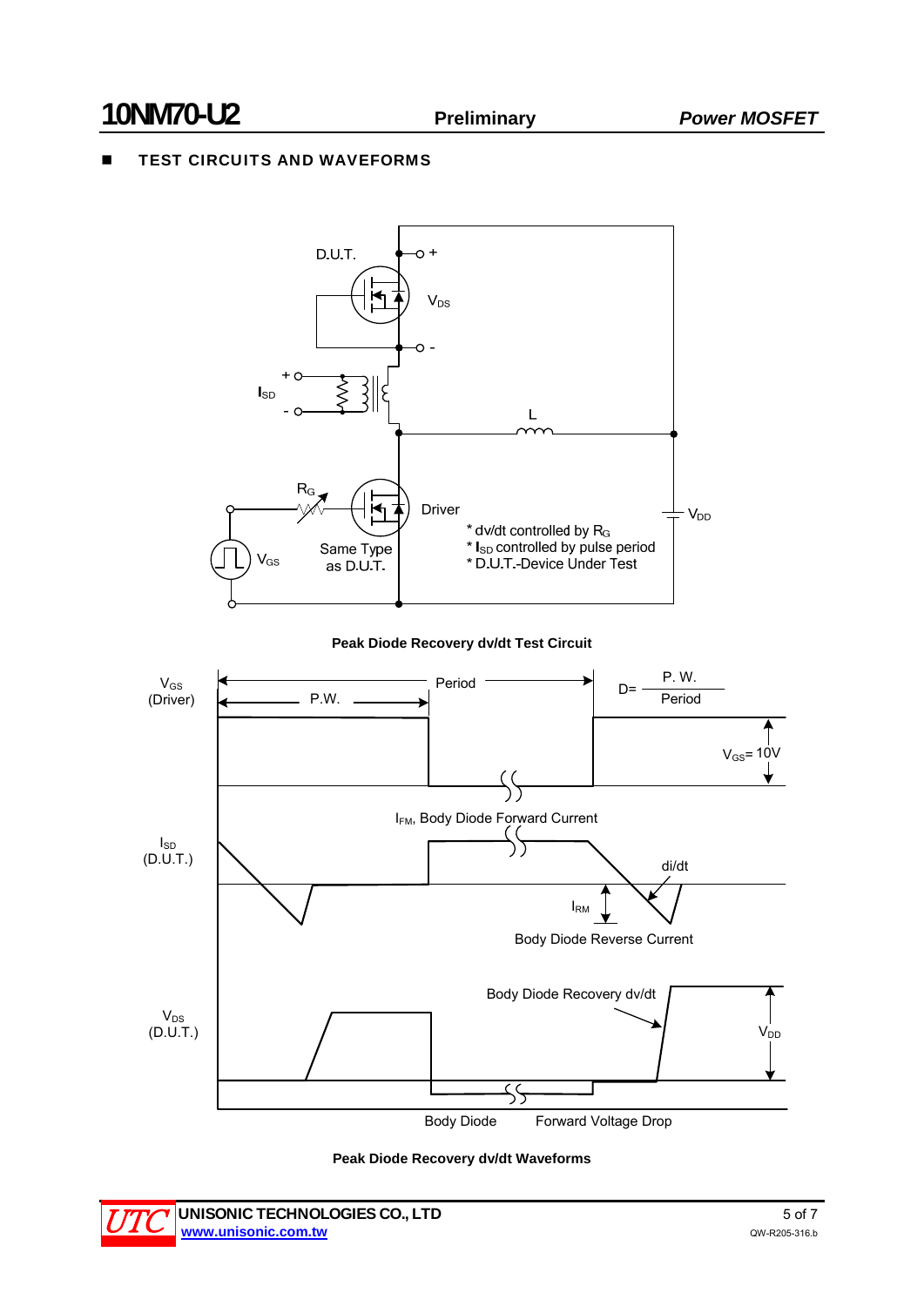## TEST CIRCUITS AND WAVEFORMS

D.U.T.

$V_{DS}$

$I_{SD}$

L

$R_G$

Driver

$V_{DD}$

$V_{GS}$

Same Type as D.U.T.

* dv/dt controlled by $R_G$
* $I_{SD}$ controlled by pulse period
* D.U.T.-Device Under Test

**Peak Diode Recovery dv/dt Test Circuit**

$V_{GS}$ (Driver)

Period

P.W.

$D = \frac{P.W.}{Period}$

$V_{GS}$= 10V

$I_{FM}$, Body Diode Forward Current

$I_{SD}$ (D.U.T.)

di/dt

$I_{RM}$

Body Diode Reverse Current

Body Diode Recovery dv/dt

$V_{DS}$ (D.U.T.)

$V_{DD}$

Body Diode Forward Voltage Drop

**Peak Diode Recovery dv/dt Waveforms**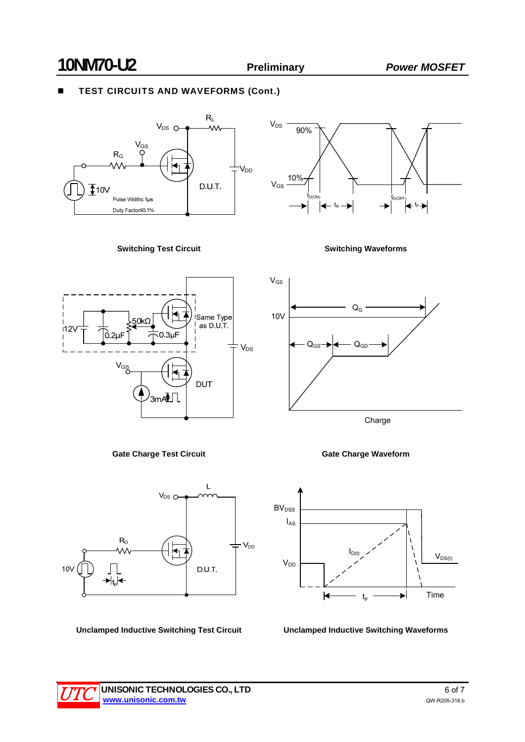## ■ TEST CIRCUITS AND WAVEFORMS (Cont.)

Switching Test Circuit

Switching Waveforms

Gate Charge Test Circuit

Gate Charge Waveform

Unclamped Inductive Switching Test Circuit

Unclamped Inductive Switching Waveforms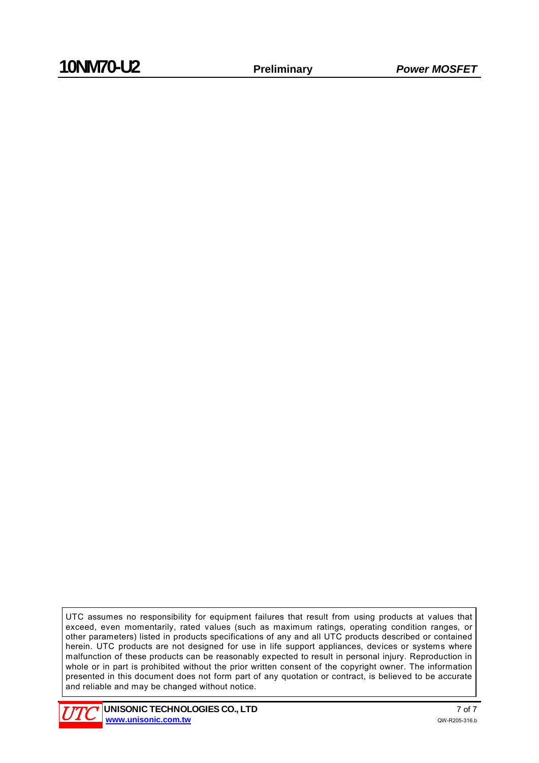UTC assumes no responsibility for equipment failures that result from using products at values that exceed, even momentarily, rated values (such as maximum ratings, operating condition ranges, or other parameters) listed in products specifications of any and all UTC products described or contained herein. UTC products are not designed for use in life support appliances, devices or systems where malfunction of these products can be reasonably expected to result in personal injury. Reproduction in whole or in part is prohibited without the prior written consent of the copyright owner. The information presented in this document does not form part of any quotation or contract, is believed to be accurate and reliable and may be changed without notice.